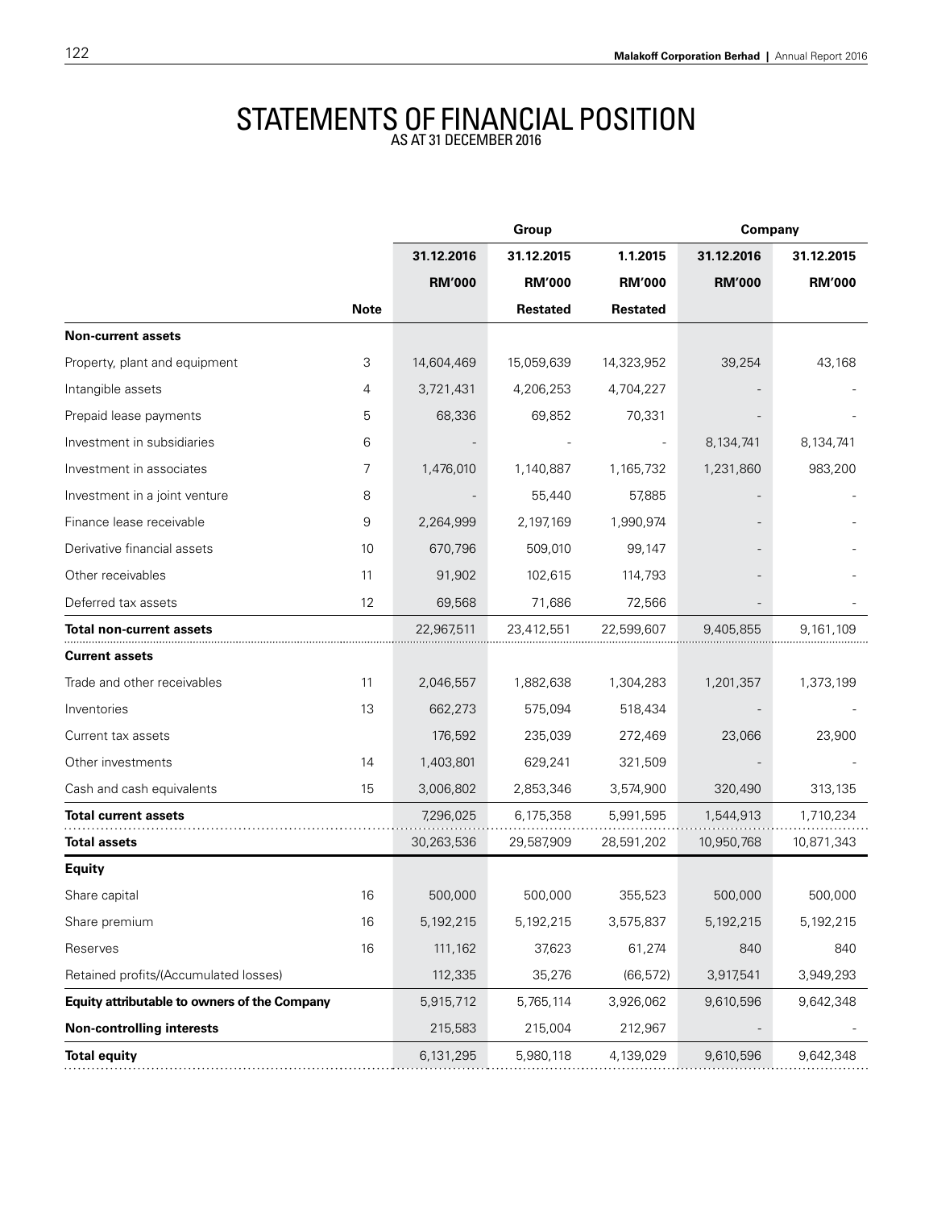# STATEMENTS OF FINANCIAL POSITION

AS AT 31 DECEMBER 2016

| | | Group | | | Company | |
|---|---|---|---|---|---|---|
| | | 31.12.2016 | 31.12.2015 | 1.1.2015 | 31.12.2016 | 31.12.2015 |
| | | RM'000 | RM'000 | RM'000 | RM'000 | RM'000 |
| | Note | | Restated | Restated | | |
| **Non-current assets** | | | | | | |
| Property, plant and equipment | 3 | 14,604,469 | 15,059,639 | 14,323,952 | 39,254 | 43,168 |
| Intangible assets | 4 | 3,721,431 | 4,206,253 | 4,704,227 | - | - |
| Prepaid lease payments | 5 | 68,336 | 69,852 | 70,331 | - | - |
| Investment in subsidiaries | 6 | - | - | - | 8,134,741 | 8,134,741 |
| Investment in associates | 7 | 1,476,010 | 1,140,887 | 1,165,732 | 1,231,860 | 983,200 |
| Investment in a joint venture | 8 | - | 55,440 | 57,885 | - | - |
| Finance lease receivable | 9 | 2,264,999 | 2,197,169 | 1,990,974 | - | - |
| Derivative financial assets | 10 | 670,796 | 509,010 | 99,147 | - | - |
| Other receivables | 11 | 91,902 | 102,615 | 114,793 | - | - |
| Deferred tax assets | 12 | 69,568 | 71,686 | 72,566 | - | - |
| **Total non-current assets** | | 22,967,511 | 23,412,551 | 22,599,607 | 9,405,855 | 9,161,109 |
| **Current assets** | | | | | | |
| Trade and other receivables | 11 | 2,046,557 | 1,882,638 | 1,304,283 | 1,201,357 | 1,373,199 |
| Inventories | 13 | 662,273 | 575,094 | 518,434 | - | - |
| Current tax assets | | 176,592 | 235,039 | 272,469 | 23,066 | 23,900 |
| Other investments | 14 | 1,403,801 | 629,241 | 321,509 | - | - |
| Cash and cash equivalents | 15 | 3,006,802 | 2,853,346 | 3,574,900 | 320,490 | 313,135 |
| **Total current assets** | | 7,296,025 | 6,175,358 | 5,991,595 | 1,544,913 | 1,710,234 |
| **Total assets** | | 30,263,536 | 29,587,909 | 28,591,202 | 10,950,768 | 10,871,343 |
| **Equity** | | | | | | |
| Share capital | 16 | 500,000 | 500,000 | 355,523 | 500,000 | 500,000 |
| Share premium | 16 | 5,192,215 | 5,192,215 | 3,575,837 | 5,192,215 | 5,192,215 |
| Reserves | 16 | 111,162 | 37,623 | 61,274 | 840 | 840 |
| Retained profits/(Accumulated losses) | | 112,335 | 35,276 | (66,572) | 3,917,541 | 3,949,293 |
| **Equity attributable to owners of the Company** | | 5,915,712 | 5,765,114 | 3,926,062 | 9,610,596 | 9,642,348 |
| **Non-controlling interests** | | 215,583 | 215,004 | 212,967 | - | - |
| **Total equity** | | 6,131,295 | 5,980,118 | 4,139,029 | 9,610,596 | 9,642,348 |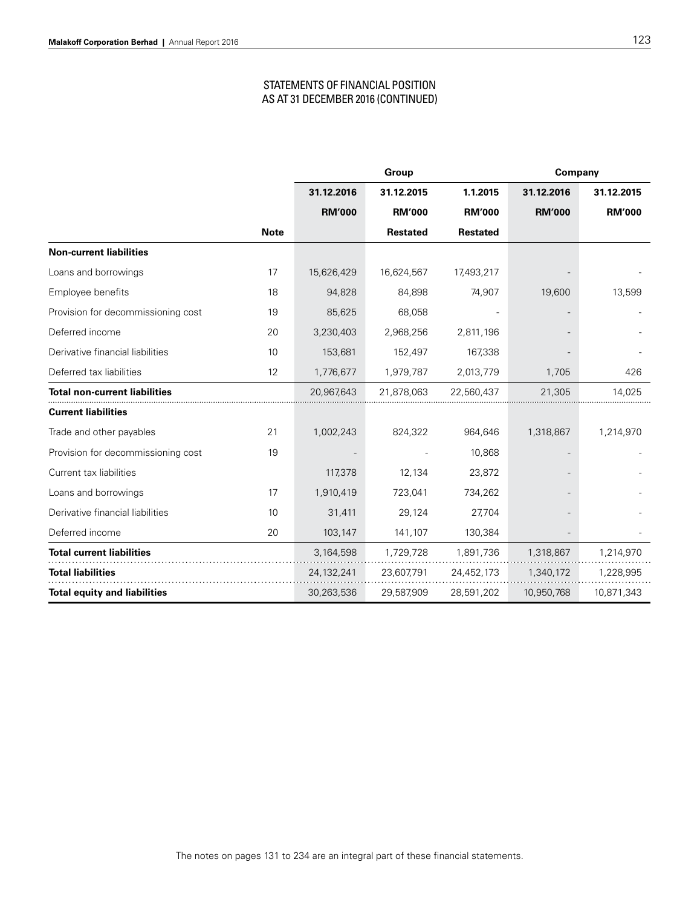# STATEMENTS OF FINANCIAL POSITION
## AS AT 31 DECEMBER 2016 (CONTINUED)

| | | Group | | | Company | |
|---|---|---|---|---|---|---|
| | | **31.12.2016** | **31.12.2015** | **1.1.2015** | **31.12.2016** | **31.12.2015** |
| | | **RM'000** | **RM'000** | **RM'000** | **RM'000** | **RM'000** |
| | **Note** | | **Restated** | **Restated** | | |
| **Non-current liabilities** | | | | | | |
| Loans and borrowings | 17 | 15,626,429 | 16,624,567 | 17,493,217 | - | - |
| Employee benefits | 18 | 94,828 | 84,898 | 74,907 | 19,600 | 13,599 |
| Provision for decommissioning cost | 19 | 85,625 | 68,058 | - | - | - |
| Deferred income | 20 | 3,230,403 | 2,968,256 | 2,811,196 | - | - |
| Derivative financial liabilities | 10 | 153,681 | 152,497 | 167,338 | - | - |
| Deferred tax liabilities | 12 | 1,776,677 | 1,979,787 | 2,013,779 | 1,705 | 426 |
| **Total non-current liabilities** | | 20,967,643 | 21,878,063 | 22,560,437 | 21,305 | 14,025 |
| **Current liabilities** | | | | | | |
| Trade and other payables | 21 | 1,002,243 | 824,322 | 964,646 | 1,318,867 | 1,214,970 |
| Provision for decommissioning cost | 19 | - | - | 10,868 | - | - |
| Current tax liabilities | | 117,378 | 12,134 | 23,872 | - | - |
| Loans and borrowings | 17 | 1,910,419 | 723,041 | 734,262 | - | - |
| Derivative financial liabilities | 10 | 31,411 | 29,124 | 27,704 | - | - |
| Deferred income | 20 | 103,147 | 141,107 | 130,384 | - | - |
| **Total current liabilities** | | 3,164,598 | 1,729,728 | 1,891,736 | 1,318,867 | 1,214,970 |
| **Total liabilities** | | 24,132,241 | 23,607,791 | 24,452,173 | 1,340,172 | 1,228,995 |
| **Total equity and liabilities** | | 30,263,536 | 29,587,909 | 28,591,202 | 10,950,768 | 10,871,343 |

The notes on pages 131 to 234 are an integral part of these financial statements.